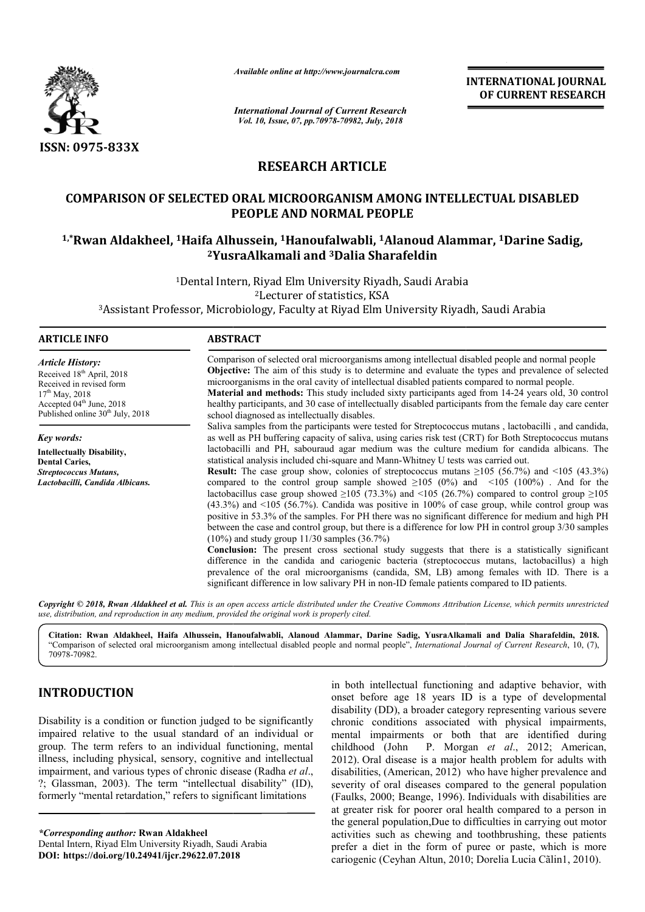*Available online at http://www.journalcra.com*

*International Journal of Current Research*
*Vol. 10, Issue, 07, pp.70978-70982, July, 2018*

**INTERNATIONAL JOURNAL OF CURRENT RESEARCH**

ISSN: 0975-833X

# RESEARCH ARTICLE

## COMPARISON OF SELECTED ORAL MICROORGANISM AMONG INTELLECTUAL DISABLED PEOPLE AND NORMAL PEOPLE

**[1,*]Rwan Aldakheel, [1]Haifa Alhussein, [1]Hanoufalwabli, [1]Alanoud Alammar, [1]Darine Sadig, [2]YusraAlkamali and [3]Dalia Sharafeldin**

[1]Dental Intern, Riyad Elm University Riyadh, Saudi Arabia
[2]Lecturer of statistics, KSA
[3]Assistant Professor, Microbiology, Faculty at Riyad Elm University Riyadh, Saudi Arabia

### ARTICLE INFO

*Article History:*
Received 18th April, 2018
Received in revised form
17th May, 2018
Accepted 04th June, 2018
Published online 30th July, 2018

*Key words:*
**Intellectually Disability,**
**Dental Caries,**
***Streptococcus Mutans,***
***Lactobacilli, Candida Albicans.***

### ABSTRACT

Comparison of selected oral microorganisms among intellectual disabled people and normal people

**Objective:** The aim of this study is to determine and evaluate the types and prevalence of selected microorganisms in the oral cavity of intellectual disabled patients compared to normal people.

**Material and methods:** This study included sixty participants aged from 14-24 years old, 30 control healthy participants, and 30 case of intellectually disabled participants from the female day care center school diagnosed as intellectually disables.

Saliva samples from the participants were tested for Streptococcus mutans , lactobacilli , and candida, as well as PH buffering capacity of saliva, using caries risk test (CRT) for Both Streptococcus mutans lactobacilli and PH, sabouraud agar medium was the culture medium for candida albicans. The statistical analysis included chi-square and Mann-Whitney U tests was carried out.

**Result:** The case group show, colonies of streptococcus mutans ≥105 (56.7%) and <105 (43.3%) compared to the control group sample showed ≥105 (0%) and <105 (100%) . And for the lactobacillus case group showed ≥105 (73.3%) and <105 (26.7%) compared to control group ≥105 (43.3%) and <105 (56.7%). Candida was positive in 100% of case group, while control group was positive in 53.3% of the samples. For PH there was no significant difference for medium and high PH between the case and control group, but there is a difference for low PH in control group 3/30 samples (10%) and study group 11/30 samples (36.7%)

**Conclusion:** The present cross sectional study suggests that there is a statistically significant difference in the candida and cariogenic bacteria (streptococcus mutans, lactobacillus) a high prevalence of the oral microorganisms (candida, SM, LB) among females with ID. There is a significant difference in low salivary PH in non-ID female patients compared to ID patients.

*Copyright © 2018, Rwan Aldakheel et al. This is an open access article distributed under the Creative Commons Attribution License, which permits unrestricted use, distribution, and reproduction in any medium, provided the original work is properly cited.*

**Citation: Rwan Aldakheel, Haifa Alhussein, Hanoufalwabli, Alanoud Alammar, Darine Sadig, YusraAlkamali and Dalia Sharafeldin, 2018.** "Comparison of selected oral microorganism among intellectual disabled people and normal people", *International Journal of Current Research*, 10, (7), 70978-70982.

## INTRODUCTION

Disability is a condition or function judged to be significantly impaired relative to the usual standard of an individual or group. The term refers to an individual functioning, mental illness, including physical, sensory, cognitive and intellectual impairment, and various types of chronic disease (Radha *et al*., ?; Glassman, 2003). The term "intellectual disability" (ID), formerly "mental retardation," refers to significant limitations in both intellectual functioning and adaptive behavior, with onset before age 18 years ID is a type of developmental disability (DD), a broader category representing various severe chronic conditions associated with physical impairments, mental impairments or both that are identified during childhood (John P. Morgan *et al*., 2012; American, 2012). Oral disease is a major health problem for adults with disabilities, (American, 2012) who have higher prevalence and severity of oral diseases compared to the general population (Faulks, 2000; Beange, 1996). Individuals with disabilities are at greater risk for poorer oral health compared to a person in the general population,Due to difficulties in carrying out motor activities such as chewing and toothbrushing, these patients prefer a diet in the form of puree or paste, which is more cariogenic (Ceyhan Altun, 2010; Dorelia Lucia Cãlin1, 2010).

**\*Corresponding author:* Rwan Aldakheel**
Dental Intern, Riyad Elm University Riyadh, Saudi Arabia
**DOI: https://doi.org/10.24941/ijcr.29622.07.2018**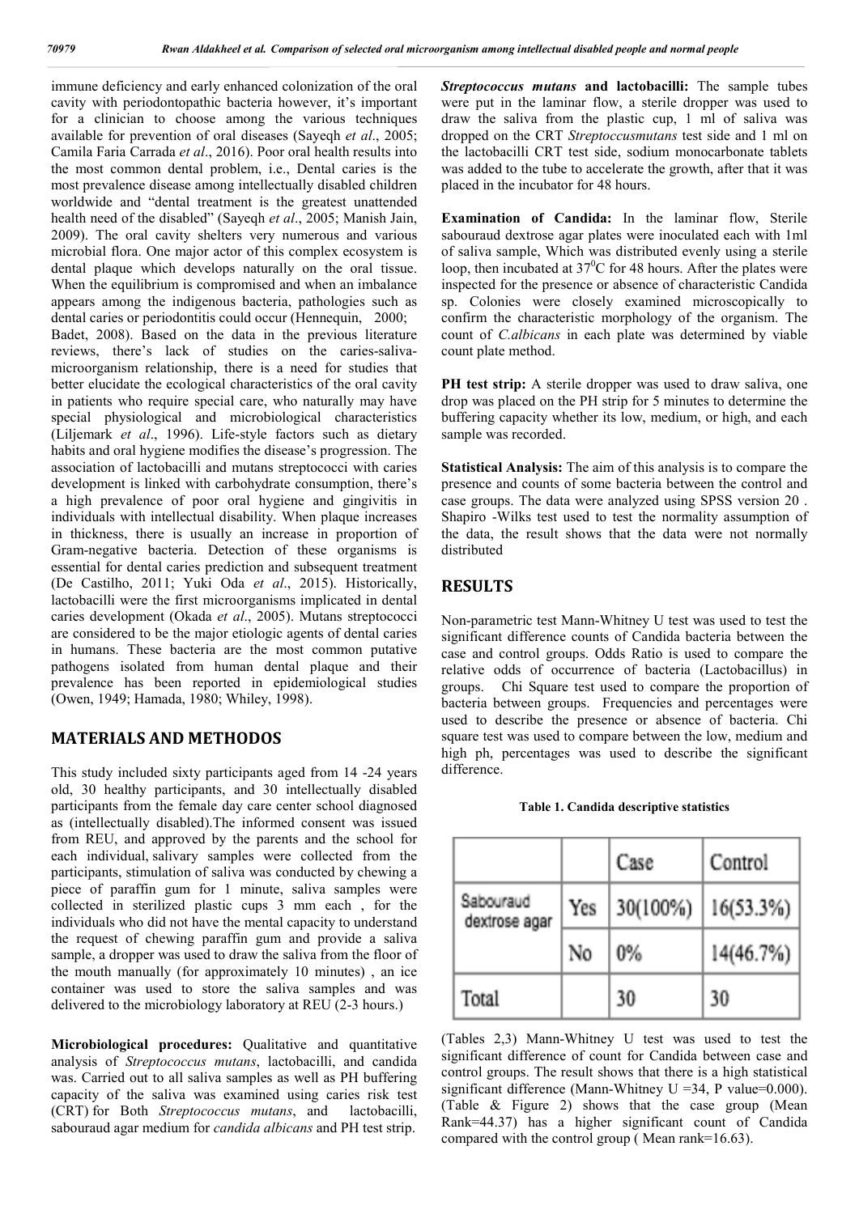immune deficiency and early enhanced colonization of the oral cavity with periodontopathic bacteria however, it's important for a clinician to choose among the various techniques available for prevention of oral diseases (Sayeqh *et al*., 2005; Camila Faria Carrada *et al*., 2016). Poor oral health results into the most common dental problem, i.e., Dental caries is the most prevalence disease among intellectually disabled children worldwide and "dental treatment is the greatest unattended health need of the disabled" (Sayeqh *et al*., 2005; Manish Jain, 2009). The oral cavity shelters very numerous and various microbial flora. One major actor of this complex ecosystem is dental plaque which develops naturally on the oral tissue. When the equilibrium is compromised and when an imbalance appears among the indigenous bacteria, pathologies such as dental caries or periodontitis could occur (Hennequin, 2000; Badet, 2008). Based on the data in the previous literature reviews, there's lack of studies on the caries-saliva-microorganism relationship, there is a need for studies that better elucidate the ecological characteristics of the oral cavity in patients who require special care, who naturally may have special physiological and microbiological characteristics (Liljemark *et al*., 1996). Life-style factors such as dietary habits and oral hygiene modifies the disease's progression. The association of lactobacilli and mutans streptococci with caries development is linked with carbohydrate consumption, there's a high prevalence of poor oral hygiene and gingivitis in individuals with intellectual disability. When plaque increases in thickness, there is usually an increase in proportion of Gram-negative bacteria. Detection of these organisms is essential for dental caries prediction and subsequent treatment (De Castilho, 2011; Yuki Oda *et al*., 2015). Historically, lactobacilli were the first microorganisms implicated in dental caries development (Okada *et al*., 2005). Mutans streptococci are considered to be the major etiologic agents of dental caries in humans. These bacteria are the most common putative pathogens isolated from human dental plaque and their prevalence has been reported in epidemiological studies (Owen, 1949; Hamada, 1980; Whiley, 1998).

## MATERIALS AND METHODOS

This study included sixty participants aged from 14 -24 years old, 30 healthy participants, and 30 intellectually disabled participants from the female day care center school diagnosed as (intellectually disabled).The informed consent was issued from REU, and approved by the parents and the school for each individual, salivary samples were collected from the participants, stimulation of saliva was conducted by chewing a piece of paraffin gum for 1 minute, saliva samples were collected in sterilized plastic cups 3 mm each , for the individuals who did not have the mental capacity to understand the request of chewing paraffin gum and provide a saliva sample, a dropper was used to draw the saliva from the floor of the mouth manually (for approximately 10 minutes) , an ice container was used to store the saliva samples and was delivered to the microbiology laboratory at REU (2-3 hours.)

**Microbiological procedures:** Qualitative and quantitative analysis of *Streptococcus mutans*, lactobacilli, and candida was. Carried out to all saliva samples as well as PH buffering capacity of the saliva was examined using caries risk test (CRT) for Both *Streptococcus mutans*, and lactobacilli, sabouraud agar medium for *candida albicans* and PH test strip.

***Streptococcus mutans* and lactobacilli:** The sample tubes were put in the laminar flow, a sterile dropper was used to draw the saliva from the plastic cup, 1 ml of saliva was dropped on the CRT *Streptoccusmutans* test side and 1 ml on the lactobacilli CRT test side, sodium monocarbonate tablets was added to the tube to accelerate the growth, after that it was placed in the incubator for 48 hours.

**Examination of Candida:** In the laminar flow, Sterile sabouraud dextrose agar plates were inoculated each with 1ml of saliva sample, Which was distributed evenly using a sterile loop, then incubated at $37^0$C for 48 hours. After the plates were inspected for the presence or absence of characteristic Candida sp. Colonies were closely examined microscopically to confirm the characteristic morphology of the organism. The count of *C.albicans* in each plate was determined by viable count plate method.

**PH test strip:** A sterile dropper was used to draw saliva, one drop was placed on the PH strip for 5 minutes to determine the buffering capacity whether its low, medium, or high, and each sample was recorded.

**Statistical Analysis:** The aim of this analysis is to compare the presence and counts of some bacteria between the control and case groups. The data were analyzed using SPSS version 20 . Shapiro -Wilks test used to test the normality assumption of the data, the result shows that the data were not normally distributed

## RESULTS

Non-parametric test Mann-Whitney U test was used to test the significant difference counts of Candida bacteria between the case and control groups. Odds Ratio is used to compare the relative odds of occurrence of bacteria (Lactobacillus) in groups. Chi Square test used to compare the proportion of bacteria between groups. Frequencies and percentages were used to describe the presence or absence of bacteria. Chi square test was used to compare between the low, medium and high ph, percentages was used to describe the significant difference.

**Table 1. Candida descriptive statistics**

| | | Case | Control |
|---|---|---|---|
| Sabouraud dextrose agar | Yes | 30(100%) | 16(53.3%) |
| | No | 0% | 14(46.7%) |
| Total | | 30 | 30 |

(Tables 2,3) Mann-Whitney U test was used to test the significant difference of count for Candida between case and control groups. The result shows that there is a high statistical significant difference (Mann-Whitney U =34, P value=0.000). (Table & Figure 2) shows that the case group (Mean Rank=44.37) has a higher significant count of Candida compared with the control group ( Mean rank=16.63).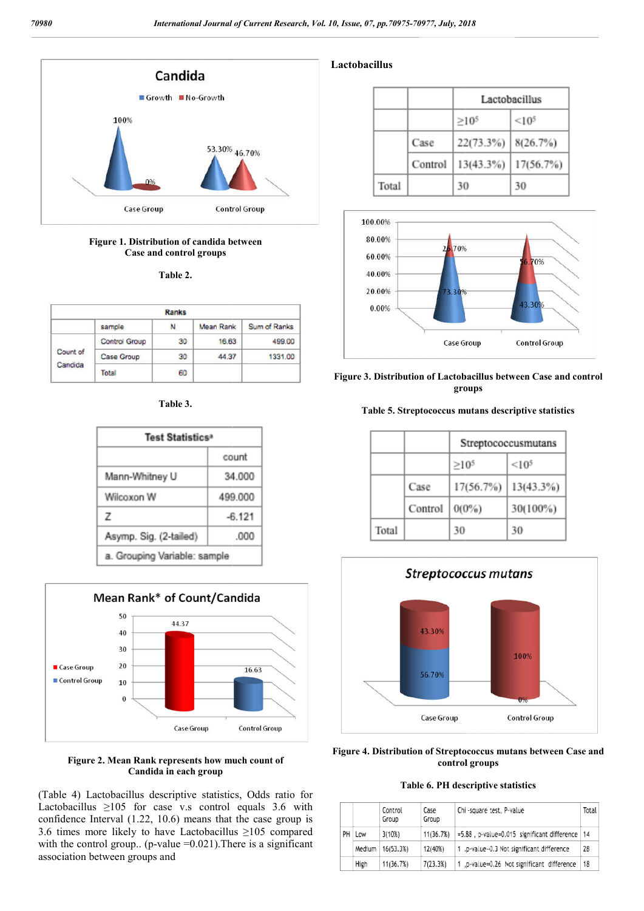Figure 1. Distribution of candida between Case and control groups

Table 2.

| | Ranks | | | |
|---|---|---|---|---|
| | sample | N | Mean Rank | Sum of Ranks |
| Count of Candida | Control Group | 30 | 16.63 | 499.00 |
| | Case Group | 30 | 44.37 | 1331.00 |
| | Total | 60 | | |

Table 3.

| Test Statistics[a] | |
|---|---|
| | count |
| Mann-Whitney U | 34.000 |
| Wilcoxon W | 499.000 |
| Z | -6.121 |
| Asymp. Sig. (2-tailed) | .000 |

a. Grouping Variable: sample

Figure 2. Mean Rank represents how much count of Candida in each group

(Table 4) Lactobacillus descriptive statistics, Odds ratio for Lactobacillus ≥105 for case v.s control equals 3.6 with confidence Interval (1.22, 10.6) means that the case group is 3.6 times more likely to have Lactobacillus ≥105 compared with the control group.. (p-value =0.021).There is a significant association between groups and

**Lactobacillus**

| | | Lactobacillus | |
|---|---|---|---|
| | | $\geq 10^5$ | $<10^5$ |
| | Case | 22(73.3%) | 8(26.7%) |
| | Control | 13(43.3%) | 17(56.7%) |
| Total | | 30 | 30 |

Figure 3. Distribution of Lactobacillus between Case and control groups

Table 5. Streptococcus mutans descriptive statistics

| | | Streptococcusmutans | |
|---|---|---|---|
| | | $\geq 10^5$ | $<10^5$ |
| | Case | 17(56.7%) | 13(43.3%) |
| | Control | 0(0%) | 30(100%) |
| Total | | 30 | 30 |

Figure 4. Distribution of Streptococcus mutans between Case and control groups

Table 6. PH descriptive statistics

| | | Control Group | Case Group | Chi -square test, P-value | Total |
|---|---|---|---|---|---|
| PH | Low | 3(10%) | 11(36.7%) | =5.88 , p-value=0.015 significant difference | 14 |
| | Medium | 16(53.3%) | 12(40%) | 1 .p-value=0.3 Not significant difference | 28 |
| | High | 11(36.7%) | 7(23.3%) | 1 ,p-value=0.26 Not significant difference | 18 |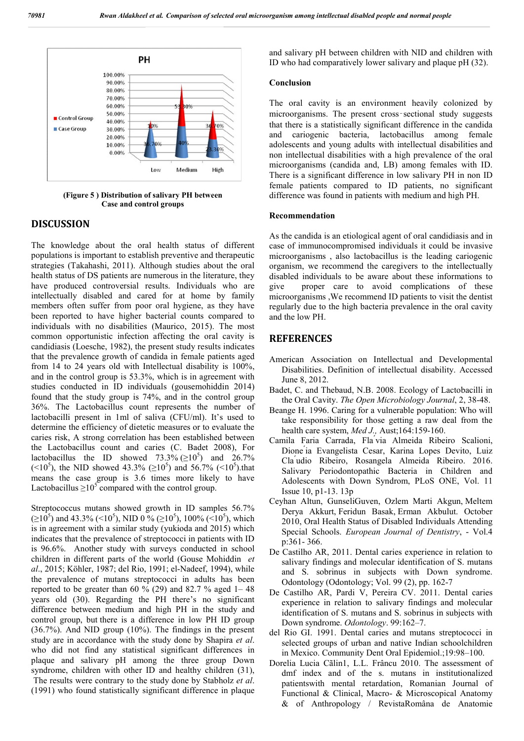(Figure 5 ) Distribution of salivary PH between Case and control groups

## DISCUSSION

The knowledge about the oral health status of different populations is important to establish preventive and therapeutic strategies (Takahashi, 2011). Although studies about the oral health status of DS patients are numerous in the literature, they have produced controversial results. Individuals who are intellectually disabled and cared for at home by family members often suffer from poor oral hygiene, as they have been reported to have higher bacterial counts compared to individuals with no disabilities (Maurico, 2015). The most common opportunistic infection affecting the oral cavity is candidiasis (Loesche, 1982), the present study results indicates that the prevalence growth of candida in female patients aged from 14 to 24 years old with Intellectual disability is 100%, and in the control group is 53.3%, which is in agreement with studies conducted in ID individuals (gousemohiddin 2014) found that the study group is 74%, and in the control group 36%. The Lactobacillus count represents the number of lactobacilli present in 1ml of saliva (CFU/ml). It's used to determine the efficiency of dietetic measures or to evaluate the caries risk, A strong correlation has been established between the Lactobacillus count and caries (C. Badet 2008), For lactobacillus the ID showed 73.3% ($\geq 10^5$) and 26.7% ($<10^5$), the NID showed 43.3% ($\geq 10^5$) and 56.7% ($<10^5$).that means the case group is 3.6 times more likely to have Lactobacillus $\geq 10^5$ compared with the control group.

Streptococcus mutans showed growth in ID samples 56.7% ($\geq 10^5$) and 43.3% ($<10^5$), NID 0 % ($\geq 10^5$), 100% ($<10^5$), which is in agreement with a similar study (yukioda and 2015) which indicates that the prevalence of streptococci in patients with ID is 96.6%. Another study with surveys conducted in school children in different parts of the world (Gouse Mohiddin *et al*., 2015; Köhler, 1987; del Rio, 1991; el-Nadeef, 1994), while the prevalence of mutans streptococci in adults has been reported to be greater than 60 % (29) and 82.7 % aged 1– 48 years old (30). Regarding the PH there's no significant difference between medium and high PH in the study and control group, but there is a difference in low PH ID group (36.7%). And NID group (10%). The findings in the present study are in accordance with the study done by Shapira *et al*. who did not find any statistical significant differences in plaque and salivary pH among the three group Down syndrome, children with other ID and healthy children (31), The results were contrary to the study done by Stabholz *et al*. (1991) who found statistically significant difference in plaque and salivary pH between children with NID and children with ID who had comparatively lower salivary and plaque pH (32).

### Conclusion

The oral cavity is an environment heavily colonized by microorganisms. The present cross-sectional study suggests that there is a statistically significant difference in the candida and cariogenic bacteria, lactobacillus among female adolescents and young adults with intellectual disabilities and non intellectual disabilities with a high prevalence of the oral microorganisms (candida and, LB) among females with ID. There is a significant difference in low salivary PH in non ID female patients compared to ID patients, no significant difference was found in patients with medium and high PH.

### Recommendation

As the candida is an etiological agent of oral candidiasis and in case of immunocompromised individuals it could be invasive microorganisms , also lactobacillus is the leading cariogenic organism, we recommend the caregivers to the intellectually disabled individuals to be aware about these informations to give proper care to avoid complications of these microorganisms ,We recommend ID patients to visit the dentist regularly due to the high bacteria prevalence in the oral cavity and the low PH.

## REFERENCES

American Association on Intellectual and Developmental Disabilities. Definition of intellectual disability. Accessed June 8, 2012.

Badet, C. and Thebaud, N.B. 2008. Ecology of Lactobacilli in the Oral Cavity. *The Open Microbiology Journal*, 2, 38-48.

Beange H. 1996. Caring for a vulnerable population: Who will take responsibility for those getting a raw deal from the health care system, *Med J.,* Aust;164:159-160.

Camila Faria Carrada, Fla´via Almeida Ribeiro Scalioni, Dione´ia Evangelista Cesar, Karina Lopes Devito, Luiz Cla´udio Ribeiro, Rosangela Almeida Ribeiro. 2016. Salivary Periodontopathic Bacteria in Children and Adolescents with Down Syndrom, PLoS ONE, Vol. 11 Issue 10, p1-13. 13p

Ceyhan Altun, GunseliGuven, Ozlem Marti Akgun, Meltem Derya Akkurt, Feridun Basak, Erman Akbulut. October 2010, Oral Health Status of Disabled Individuals Attending Special Schools. *European Journal of Dentistry*, - Vol.4 p:361- 366.

De Castilho AR, 2011. Dental caries experience in relation to salivary findings and molecular identification of S. mutans and S. sobrinus in subjects with Down syndrome. Odontology (Odontology; Vol. 99 (2), pp. 162-7

De Castilho AR, Pardi V, Pereira CV. 2011. Dental caries experience in relation to salivary findings and molecular identification of S. mutans and S. sobrinus in subjects with Down syndrome. *Odontology*. 99:162–7.

del Rio GI. 1991. Dental caries and mutans streptococci in selected groups of urban and native Indian schoolchildren in Mexico. Community Dent Oral Epidemiol.;19:98–100.

Dorelia Lucia Călin1, L.L. Fráncu 2010. The assessment of dmf index and of the s. mutans in institutionalized patientswith mental retardation, Romanian Journal of Functional & Clinical, Macro- & Microscopical Anatomy & of Anthropology / RevistaRomâna de Anatomie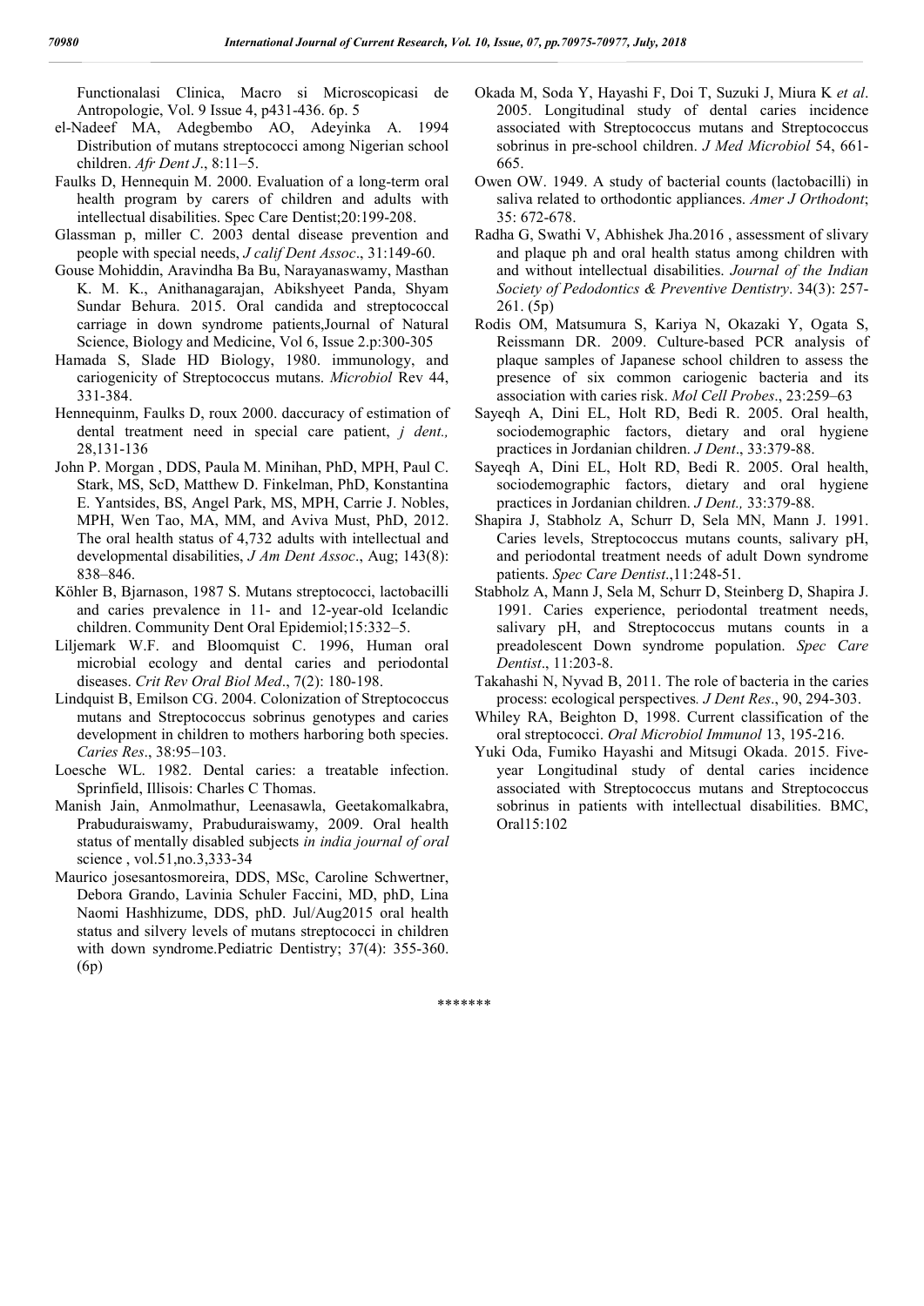Functionalasi Clinica, Macro si Microscopicasi de Antropologie, Vol. 9 Issue 4, p431-436. 6p. 5

el-Nadeef MA, Adegbembo AO, Adeyinka A. 1994 Distribution of mutans streptococci among Nigerian school children. *Afr Dent J*., 8:11–5.

Faulks D, Hennequin M. 2000. Evaluation of a long-term oral health program by carers of children and adults with intellectual disabilities. Spec Care Dentist;20:199-208.

Glassman p, miller C. 2003 dental disease prevention and people with special needs, *J calif Dent Assoc*., 31:149-60.

Gouse Mohiddin, Aravindha Ba Bu, Narayanaswamy, Masthan K. M. K., Anithanagarajan, Abikshyeet Panda, Shyam Sundar Behura. 2015. Oral candida and streptococcal carriage in down syndrome patients,Journal of Natural Science, Biology and Medicine, Vol 6, Issue 2.p:300-305

Hamada S, Slade HD Biology, 1980. immunology, and cariogenicity of Streptococcus mutans. *Microbiol* Rev 44, 331-384.

Hennequinm, Faulks D, roux 2000. daccuracy of estimation of dental treatment need in special care patient, *j dent.,* 28,131-136

John P. Morgan , DDS, Paula M. Minihan, PhD, MPH, Paul C. Stark, MS, ScD, Matthew D. Finkelman, PhD, Konstantina E. Yantsides, BS, Angel Park, MS, MPH, Carrie J. Nobles, MPH, Wen Tao, MA, MM, and Aviva Must, PhD, 2012. The oral health status of 4,732 adults with intellectual and developmental disabilities, *J Am Dent Assoc*., Aug; 143(8): 838–846.

Köhler B, Bjarnason, 1987 S. Mutans streptococci, lactobacilli and caries prevalence in 11- and 12-year-old Icelandic children. Community Dent Oral Epidemiol;15:332–5.

Liljemark W.F. and Bloomquist C. 1996, Human oral microbial ecology and dental caries and periodontal diseases. *Crit Rev Oral Biol Med*., 7(2): 180-198.

Lindquist B, Emilson CG. 2004. Colonization of Streptococcus mutans and Streptococcus sobrinus genotypes and caries development in children to mothers harboring both species. *Caries Res*., 38:95–103.

Loesche WL. 1982. Dental caries: a treatable infection. Sprinfield, Illsois: Charles C Thomas.

Manish Jain, Anmolmathur, Leenasawla, Geetakomalkabra, Prabuduraiswamy, Prabuduraiswamy, 2009. Oral health status of mentally disabled subjects *in india journal of oral* science , vol.51,no.3,333-34

Maurico josesantosmoreira, DDS, MSc, Caroline Schwertner, Debora Grando, Lavinia Schuler Faccini, MD, phD, Lina Naomi Hashhizume, DDS, phD. Jul/Aug2015 oral health status and silvery levels of mutans streptococci in children with down syndrome.Pediatric Dentistry; 37(4): 355-360. (6p)

Okada M, Soda Y, Hayashi F, Doi T, Suzuki J, Miura K *et al*. 2005. Longitudinal study of dental caries incidence associated with Streptococcus mutans and Streptococcus sobrinus in pre-school children. *J Med Microbiol* 54, 661-665.

Owen OW. 1949. A study of bacterial counts (lactobacilli) in saliva related to orthodontic appliances. *Amer J Orthodont*; 35: 672-678.

Radha G, Swathi V, Abhishek Jha.2016 , assessment of slivary and plaque ph and oral health status among children with and without intellectual disabilities. *Journal of the Indian Society of Pedodontics & Preventive Dentistry*. 34(3): 257-261. (5p)

Rodis OM, Matsumura S, Kariya N, Okazaki Y, Ogata S, Reissmann DR. 2009. Culture-based PCR analysis of plaque samples of Japanese school children to assess the presence of six common cariogenic bacteria and its association with caries risk. *Mol Cell Probes*., 23:259–63

Sayeqh A, Dini EL, Holt RD, Bedi R. 2005. Oral health, sociodemographic factors, dietary and oral hygiene practices in Jordanian children. *J Dent*., 33:379-88.

Sayeqh A, Dini EL, Holt RD, Bedi R. 2005. Oral health, sociodemographic factors, dietary and oral hygiene practices in Jordanian children. *J Dent.,* 33:379-88.

Shapira J, Stabholz A, Schurr D, Sela MN, Mann J. 1991. Caries levels, Streptococcus mutans counts, salivary pH, and periodontal treatment needs of adult Down syndrome patients. *Spec Care Dentist*.,11:248-51.

Stabholz A, Mann J, Sela M, Schurr D, Steinberg D, Shapira J. 1991. Caries experience, periodontal treatment needs, salivary pH, and Streptococcus mutans counts in a preadolescent Down syndrome population. *Spec Care Dentist*., 11:203-8.

Takahashi N, Nyvad B, 2011. The role of bacteria in the caries process: ecological perspectives. *J Dent Res*., 90, 294-303.

Whiley RA, Beighton D, 1998. Current classification of the oral streptococci. *Oral Microbiol Immunol* 13, 195-216.

Yuki Oda, Fumiko Hayashi and Mitsugi Okada. 2015. Five-year Longitudinal study of dental caries incidence associated with Streptococcus mutans and Streptococcus sobrinus in patients with intellectual disabilities. BMC, Oral15:102

\*\*\*\*\*\*\*